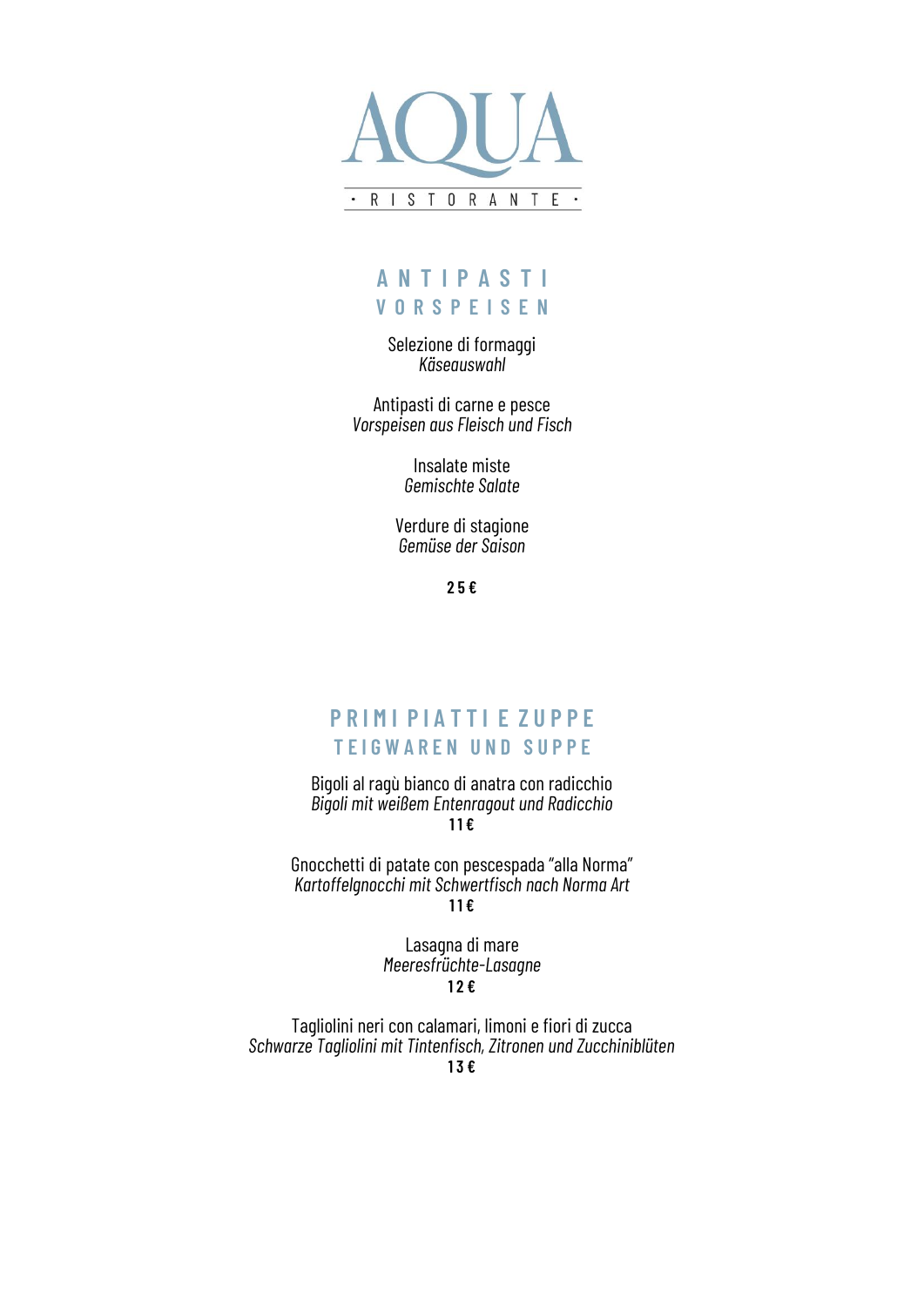# AQUA

· RISTORANTE ·

## ANTIPASTI
## VORSPEISEN

Selezione di formaggi
*Käseauswahl*

Antipasti di carne e pesce
*Vorspeisen aus Fleisch und Fisch*

Insalate miste
*Gemischte Salate*

Verdure di stagione
*Gemüse der Saison*

**25 €**

## PRIMI PIATTI E ZUPPE
## TEIGWAREN UND SUPPE

Bigoli al ragù bianco di anatra con radicchio
*Bigoli mit weißem Entenragout und Radicchio*
**11 €**

Gnocchetti di patate con pescespada "alla Norma"
*Kartoffelgnocchi mit Schwertfisch nach Norma Art*
**11 €**

Lasagna di mare
*Meeresfrüchte-Lasagne*
**12 €**

Tagliolini neri con calamari, limoni e fiori di zucca
*Schwarze Tagliolini mit Tintenfisch, Zitronen und Zucchiniblüten*
**13 €**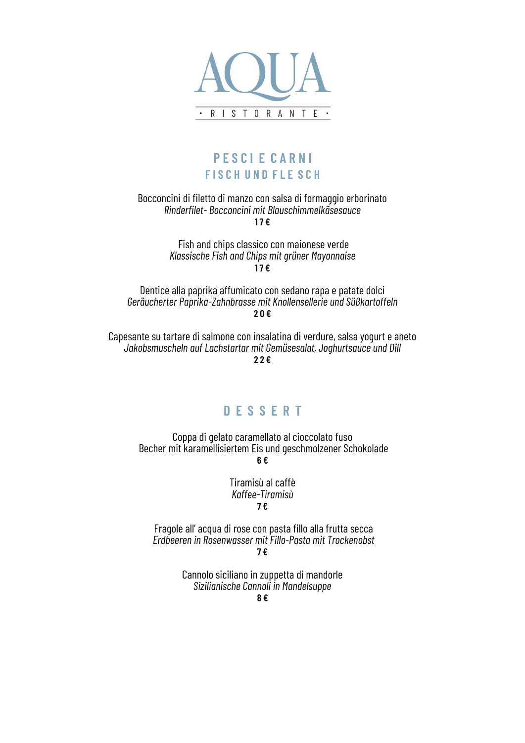# AQUA

RISTORANTE

## PESCI E CARNI
## FISCH UND FLE SCH

Bocconcini di filetto di manzo con salsa di formaggio erborinato
*Rinderfilet- Bocconcini mit Blauschimmelkäsesauce*
**17 €**

Fish and chips classico con maionese verde
*Klassische Fish and Chips mit grüner Mayonnaise*
**17 €**

Dentice alla paprika affumicato con sedano rapa e patate dolci
*Geräucherter Paprika-Zahnbrasse mit Knollensellerie und Süßkartoffeln*
**20 €**

Capesante su tartare di salmone con insalatina di verdure, salsa yogurt e aneto
*Jakobsmuscheln auf Lachstartar mit Gemüsesalat, Joghurtsauce und Dill*
**22 €**

## DESSERT

Coppa di gelato caramellato al cioccolato fuso
Becher mit karamellisiertem Eis und geschmolzener Schokolade
**6 €**

Tiramisù al caffè
*Kaffee-Tiramisù*
**7 €**

Fragole all' acqua di rose con pasta fillo alla frutta secca
*Erdbeeren in Rosenwasser mit Fillo-Pasta mit Trockenobst*
**7 €**

Cannolo siciliano in zuppetta di mandorle
*Sizilianische Cannoli in Mandelsuppe*
**8 €**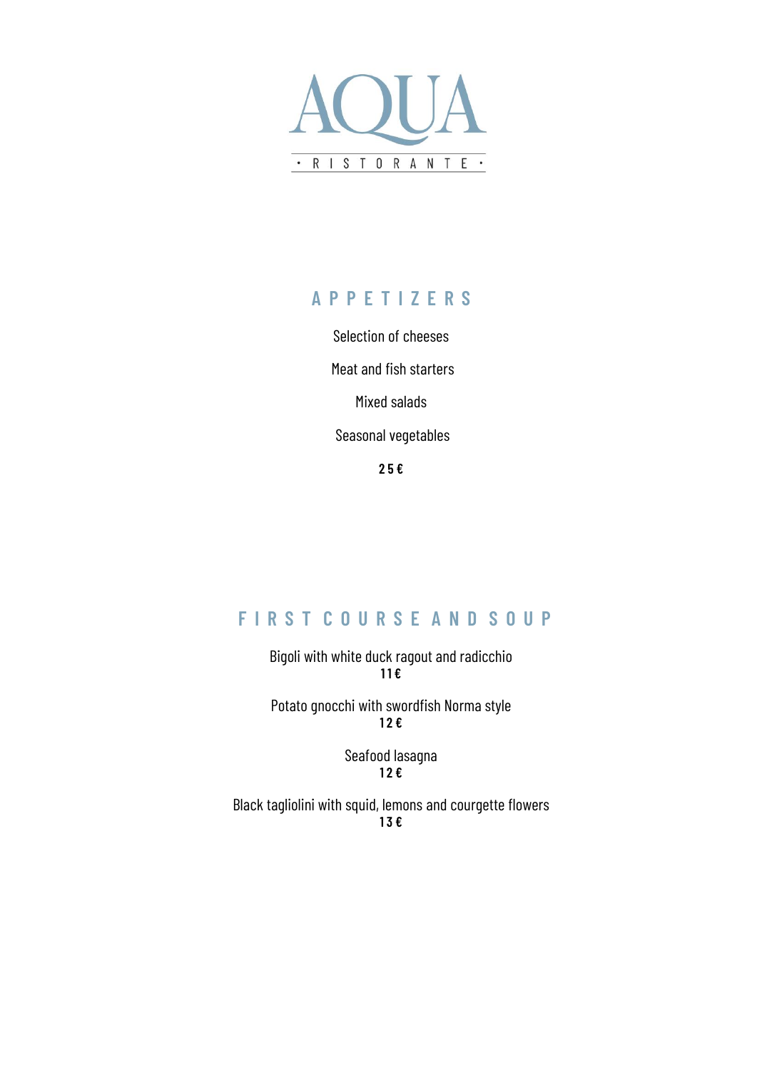# AQUA

RISTORANTE

## APPETIZERS

Selection of cheeses

Meat and fish starters

Mixed salads

Seasonal vegetables

**25 €**

## FIRST COURSE AND SOUP

Bigoli with white duck ragout and radicchio
**11 €**

Potato gnocchi with swordfish Norma style
**12 €**

Seafood lasagna
**12 €**

Black tagliolini with squid, lemons and courgette flowers
**13 €**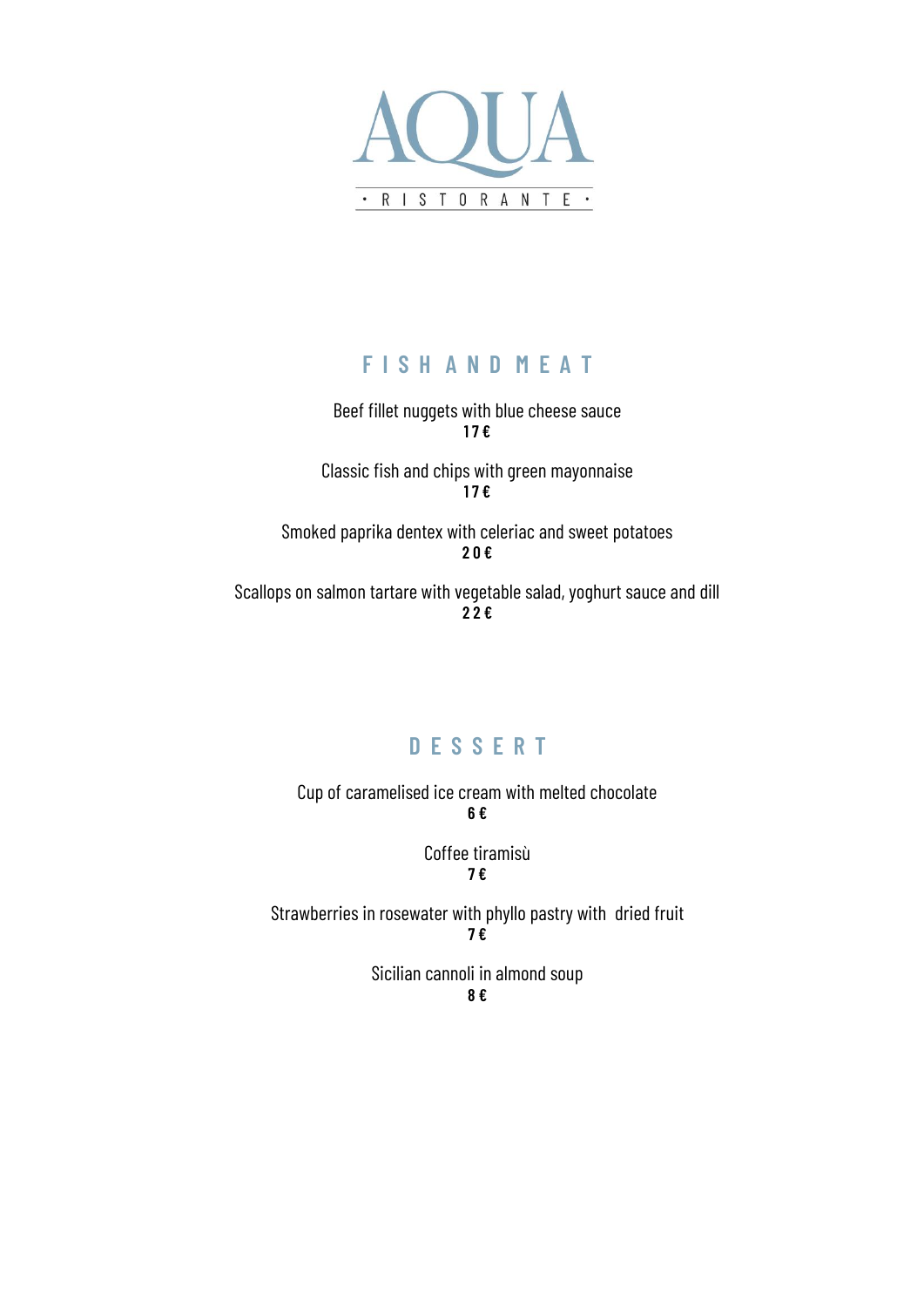# AQUA

· RISTORANTE ·

## FISH AND MEAT

Beef fillet nuggets with blue cheese sauce
**17 €**

Classic fish and chips with green mayonnaise
**17 €**

Smoked paprika dentex with celeriac and sweet potatoes
**20 €**

Scallops on salmon tartare with vegetable salad, yoghurt sauce and dill
**22 €**

## DESSERT

Cup of caramelised ice cream with melted chocolate
**6 €**

Coffee tiramisù
**7 €**

Strawberries in rosewater with phyllo pastry with dried fruit
**7 €**

Sicilian cannoli in almond soup
**8 €**